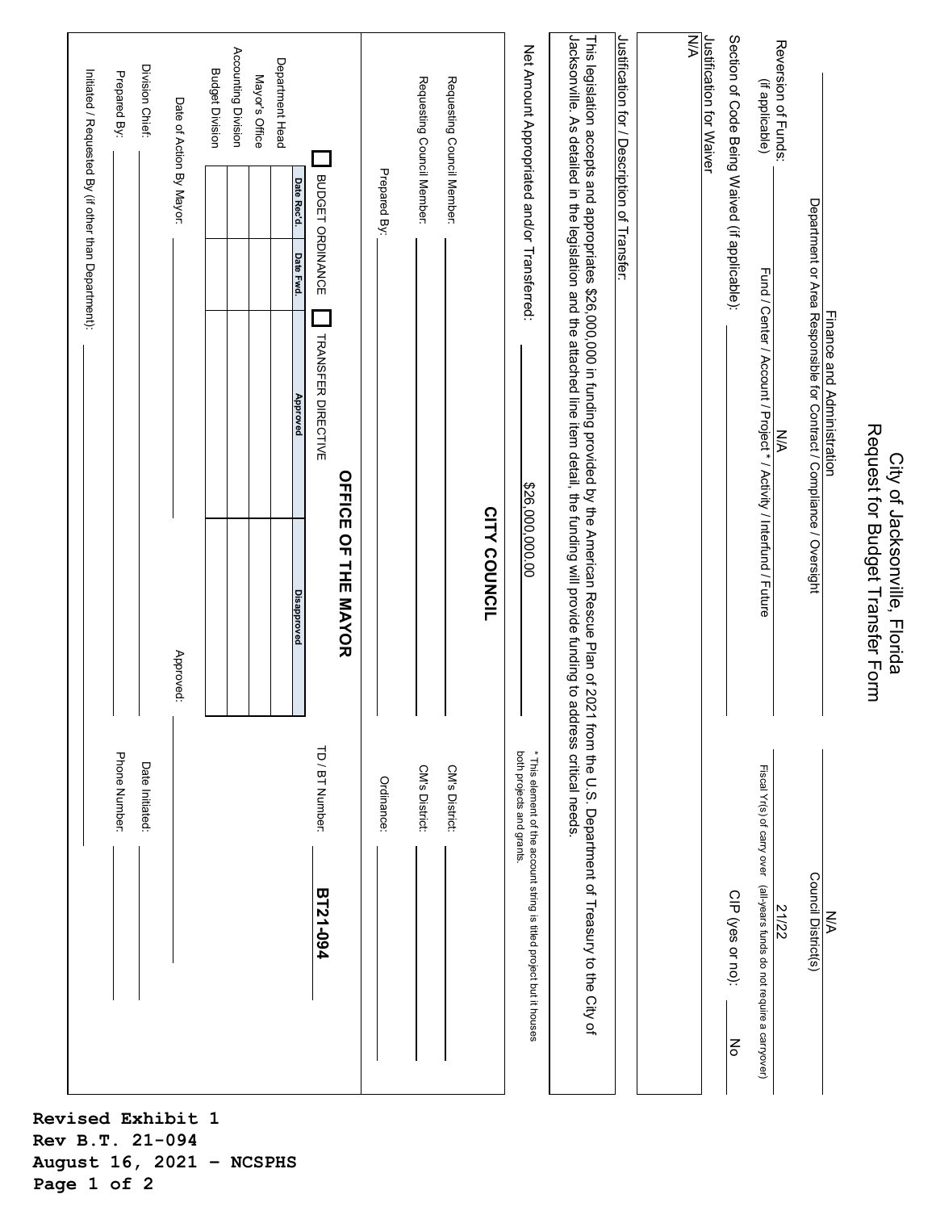# City of Jacksonville, Florida
## Request for Budget Transfer Form

Finance and Administration
Department or Area Responsible for Contract / Compliance / Oversight

N/A
Council District(s)

Reversion of Funds: (if applicable) N/A
Fund / Center / Account / Project * / Activity / Interfund / Future

21/22
Fiscal Yr(s) of carry over (all-years funds do not require a carryover)

Section of Code Being Waived (if applicable): ______ CIP (yes or no): No

Justification for Waiver
N/A

Justification for / Description of Transfer:
This legislation accepts and appropriates $26,000,000 in funding provided by the American Rescue Plan of 2021 from the U.S. Department of Treasury to the City of Jacksonville. As detailed in the legislation and the attached line item detail, the funding will provide funding to address critical needs.

Net Amount Appropriated and/or Transferred: $26,000,000.00

* This element of the account string is titled project but it houses both projects and grants.

## CITY COUNCIL

Requesting Council Member: ______ CM's District: ______

Requesting Council Member: ______ CM's District: ______

Prepared By: ______ Ordinance: ______

## OFFICE OF THE MAYOR

☐ BUDGET ORDINANCE ☐ TRANSFER DIRECTIVE

TD / BT Number: **BT21-094**

| | Date Rec'd. | Date Fwd. | Approved | Disapproved |
|---|---|---|---|---|
| Department Head | | | | |
| Mayor's Office | | | | |
| Accounting Division | | | | |
| Budget Division | | | | |

Date of Action By Mayor: ______ Approved: ______

Division Chief: ______ Date Initiated: ______

Prepared By: ______ Phone Number: ______

Initiated / Requested By (if other than Department): ______

**Revised Exhibit 1**
**Rev B.T. 21-094**
**August 16, 2021 - NCSPHS**
**Page 1 of 2**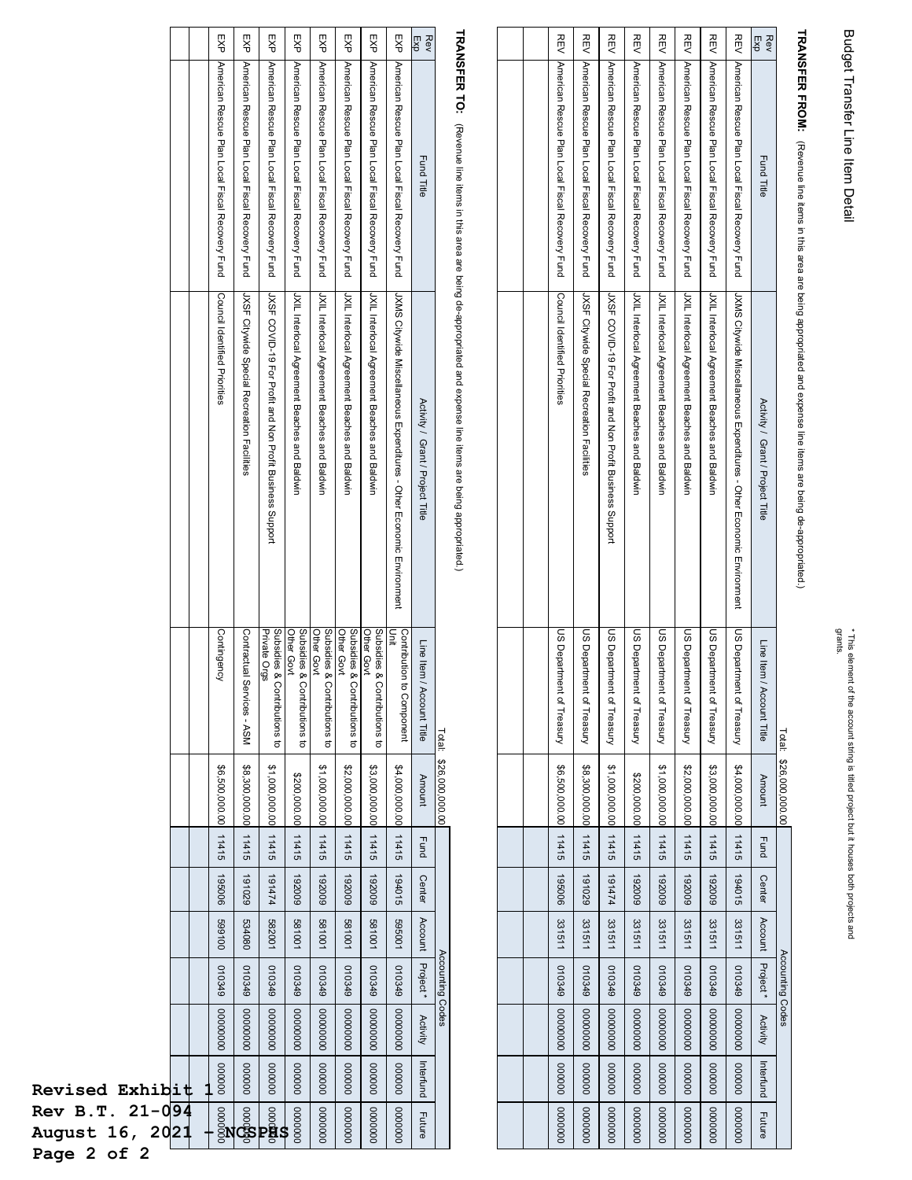# Budget Transfer Line Item Detail

*This element of the account string is titled project but it houses both projects and grants.

**TRANSFER FROM:** (Revenue line items in this area are being appropriated and expense line items are being de-appropriated.)

Total: $26,000,000.00

| Rev Exp | Fund Title | Activity / Grant / Project Title | Line Item / Account Title | Amount | Accounting Codes | | | | | | |
|---|---|---|---|---|---|---|---|---|---|---|---|
| | | | | | Fund | Center | Account | Project* | Activity | Interfund | Future |
| REV | American Rescue Plan Local Fiscal Recovery Fund | JXMS Citywide Miscellaneous Expenditures - Other Economic Environment | US Department of Treasury | $4,000,000.00 | 11415 | 194015 | 331511 | 010349 | 0000000 | 00000 | 000000 |
| REV | American Rescue Plan Local Fiscal Recovery Fund | JXIL Interlocal Agreement Beaches and Baldwin | US Department of Treasury | $3,000,000.00 | 11415 | 192009 | 331511 | 010349 | 0000000 | 00000 | 000000 |
| REV | American Rescue Plan Local Fiscal Recovery Fund | JXIL Interlocal Agreement Beaches and Baldwin | US Department of Treasury | $2,000,000.00 | 11415 | 192009 | 331511 | 010349 | 0000000 | 00000 | 000000 |
| REV | American Rescue Plan Local Fiscal Recovery Fund | JXIL Interlocal Agreement Beaches and Baldwin | US Department of Treasury | $1,000,000.00 | 11415 | 192009 | 331511 | 010349 | 0000000 | 00000 | 000000 |
| REV | American Rescue Plan Local Fiscal Recovery Fund | JXIL Interlocal Agreement Beaches and Baldwin | US Department of Treasury | $200,000.00 | 11415 | 192009 | 331511 | 010349 | 0000000 | 00000 | 000000 |
| REV | American Rescue Plan Local Fiscal Recovery Fund | JXSF COVID-19 For Profit and Non Profit Business Support | US Department of Treasury | $1,000,000.00 | 11415 | 191474 | 331511 | 010349 | 0000000 | 00000 | 000000 |
| REV | American Rescue Plan Local Fiscal Recovery Fund | JXSF Citywide Special Recreation Facilities | US Department of Treasury | $8,300,000.00 | 11415 | 191029 | 331511 | 010349 | 0000000 | 00000 | 000000 |
| REV | American Rescue Plan Local Fiscal Recovery Fund | Council Identified Priorities | US Department of Treasury | $6,500,000.00 | 11415 | 195006 | 331511 | 010349 | 0000000 | 00000 | 000000 |

**TRANSFER TO:** (Revenue line items in this area are being de-appropriated and expense line items are being appropriated.)

Total: $26,000,000.00

| Rev Exp | Fund Title | Activity / Grant / Project Title | Line Item / Account Title | Amount | Accounting Codes | | | | | | |
|---|---|---|---|---|---|---|---|---|---|---|---|
| | | | | | Fund | Center | Account | Project* | Activity | Interfund | Future |
| EXP | American Rescue Plan Local Fiscal Recovery Fund | JXMS Citywide Miscellaneous Expenditures - Other Economic Environment | Contribution to Component Unit | $4,000,000.00 | 11415 | 194015 | 595001 | 010349 | 0000000 | 00000 | 000000 |
| EXP | American Rescue Plan Local Fiscal Recovery Fund | JXIL Interlocal Agreement Beaches and Baldwin | Subsidies & Contributions to Other Govt | $3,000,000.00 | 11415 | 192009 | 581001 | 010349 | 0000000 | 00000 | 000000 |
| EXP | American Rescue Plan Local Fiscal Recovery Fund | JXIL Interlocal Agreement Beaches and Baldwin | Subsidies & Contributions to Other Govt | $2,000,000.00 | 11415 | 192009 | 581001 | 010349 | 0000000 | 00000 | 000000 |
| EXP | American Rescue Plan Local Fiscal Recovery Fund | JXIL Interlocal Agreement Beaches and Baldwin | Subsidies & Contributions to Other Govt | $1,000,000.00 | 11415 | 192009 | 581001 | 010349 | 0000000 | 00000 | 000000 |
| EXP | American Rescue Plan Local Fiscal Recovery Fund | JXIL Interlocal Agreement Beaches and Baldwin | Subsidies & Contributions to Other Govt | $200,000.00 | 11415 | 192009 | 581001 | 010349 | 0000000 | 00000 | 000000 |
| EXP | American Rescue Plan Local Fiscal Recovery Fund | JXSF COVID-19 For Profit and Non Profit Business Support | Subsidies & Contributions to Private Orgs | $1,000,000.00 | 11415 | 191474 | 582001 | 010349 | 0000000 | 00000 | 000000 |
| EXP | American Rescue Plan Local Fiscal Recovery Fund | JXSF Citywide Special Recreation Facilities | Contractual Services - ASM | $8,300,000.00 | 11415 | 191029 | 534080 | 010349 | 0000000 | 00000 | 000000 |
| EXP | American Rescue Plan Local Fiscal Recovery Fund | Council Identified Priorities | Contingency | $6,500,000.00 | 11415 | 195006 | 599100 | 010349 | 0000000 | 00000 | 000000 |

**Revised Exhibit 1**
**Rev B.T. 21-094**
**August 16, 2021 – NCSPHS**
**Page 2 of 2**